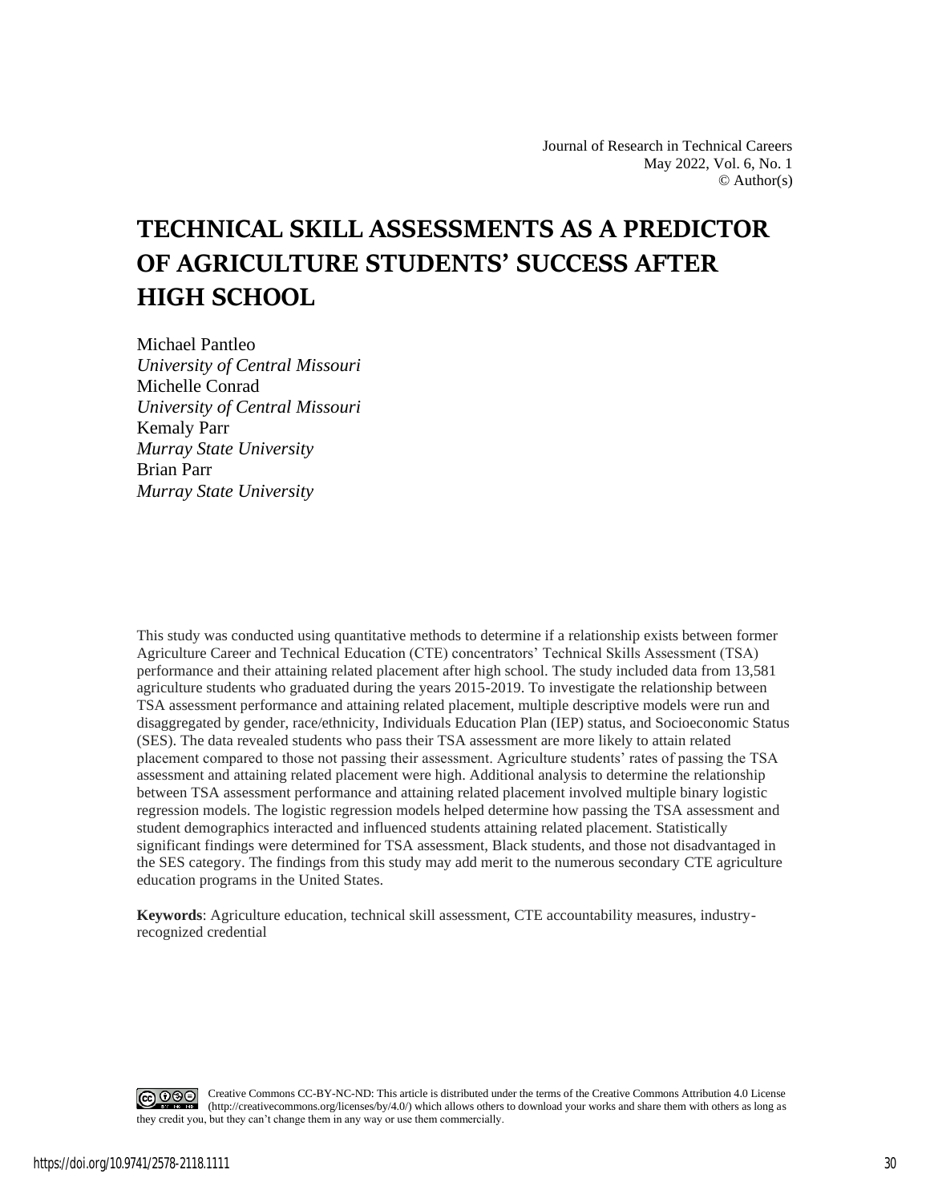# TECHNICAL SKILL ASSESSMENTS AS A PREDICTOR OF AGRICULTURE STUDENTS' SUCCESS AFTER HIGH SCHOOL

Michael Pantleo
*University of Central Missouri*
Michelle Conrad
*University of Central Missouri*
Kemaly Parr
*Murray State University*
Brian Parr
*Murray State University*

This study was conducted using quantitative methods to determine if a relationship exists between former Agriculture Career and Technical Education (CTE) concentrators' Technical Skills Assessment (TSA) performance and their attaining related placement after high school. The study included data from 13,581 agriculture students who graduated during the years 2015-2019. To investigate the relationship between TSA assessment performance and attaining related placement, multiple descriptive models were run and disaggregated by gender, race/ethnicity, Individuals Education Plan (IEP) status, and Socioeconomic Status (SES). The data revealed students who pass their TSA assessment are more likely to attain related placement compared to those not passing their assessment. Agriculture students' rates of passing the TSA assessment and attaining related placement were high. Additional analysis to determine the relationship between TSA assessment performance and attaining related placement involved multiple binary logistic regression models. The logistic regression models helped determine how passing the TSA assessment and student demographics interacted and influenced students attaining related placement. Statistically significant findings were determined for TSA assessment, Black students, and those not disadvantaged in the SES category. The findings from this study may add merit to the numerous secondary CTE agriculture education programs in the United States.

**Keywords**: Agriculture education, technical skill assessment, CTE accountability measures, industry-recognized credential

Creative Commons CC-BY-NC-ND: This article is distributed under the terms of the Creative Commons Attribution 4.0 License (http://creativecommons.org/licenses/by/4.0/) which allows others to download your works and share them with others as long as they credit you, but they can't change them in any way or use them commercially.

https://doi.org/10.9741/2578-2118.1111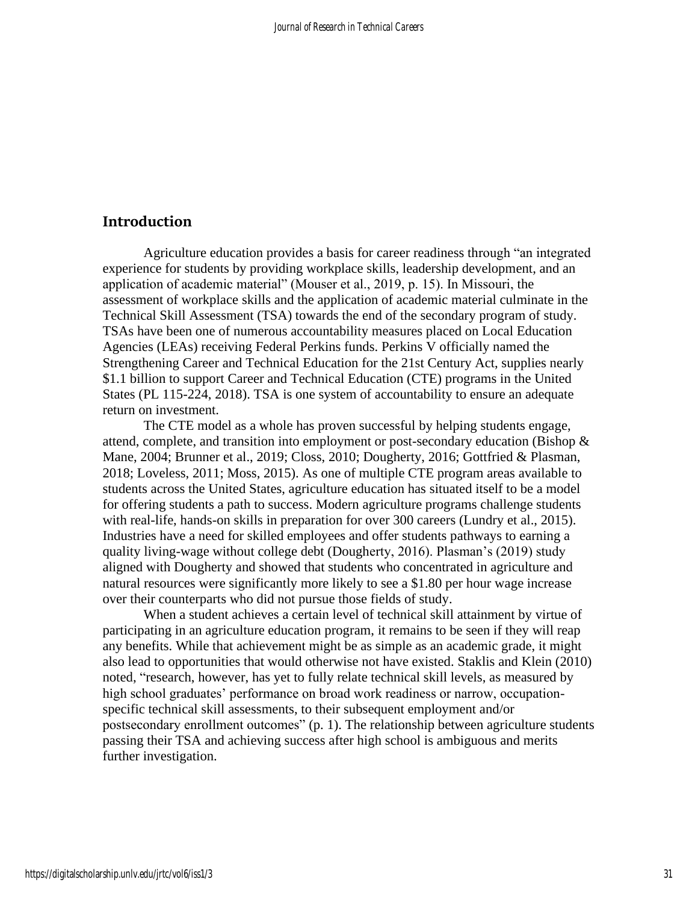## Introduction

Agriculture education provides a basis for career readiness through “an integrated experience for students by providing workplace skills, leadership development, and an application of academic material” (Mouser et al., 2019, p. 15). In Missouri, the assessment of workplace skills and the application of academic material culminate in the Technical Skill Assessment (TSA) towards the end of the secondary program of study. TSAs have been one of numerous accountability measures placed on Local Education Agencies (LEAs) receiving Federal Perkins funds. Perkins V officially named the Strengthening Career and Technical Education for the 21st Century Act, supplies nearly \$1.1 billion to support Career and Technical Education (CTE) programs in the United States (PL 115-224, 2018). TSA is one system of accountability to ensure an adequate return on investment.

The CTE model as a whole has proven successful by helping students engage, attend, complete, and transition into employment or post-secondary education (Bishop & Mane, 2004; Brunner et al., 2019; Closs, 2010; Dougherty, 2016; Gottfried & Plasman, 2018; Loveless, 2011; Moss, 2015). As one of multiple CTE program areas available to students across the United States, agriculture education has situated itself to be a model for offering students a path to success. Modern agriculture programs challenge students with real-life, hands-on skills in preparation for over 300 careers (Lundry et al., 2015). Industries have a need for skilled employees and offer students pathways to earning a quality living-wage without college debt (Dougherty, 2016). Plasman’s (2019) study aligned with Dougherty and showed that students who concentrated in agriculture and natural resources were significantly more likely to see a \$1.80 per hour wage increase over their counterparts who did not pursue those fields of study.

When a student achieves a certain level of technical skill attainment by virtue of participating in an agriculture education program, it remains to be seen if they will reap any benefits. While that achievement might be as simple as an academic grade, it might also lead to opportunities that would otherwise not have existed. Staklis and Klein (2010) noted, “research, however, has yet to fully relate technical skill levels, as measured by high school graduates’ performance on broad work readiness or narrow, occupation-specific technical skill assessments, to their subsequent employment and/or postsecondary enrollment outcomes” (p. 1). The relationship between agriculture students passing their TSA and achieving success after high school is ambiguous and merits further investigation.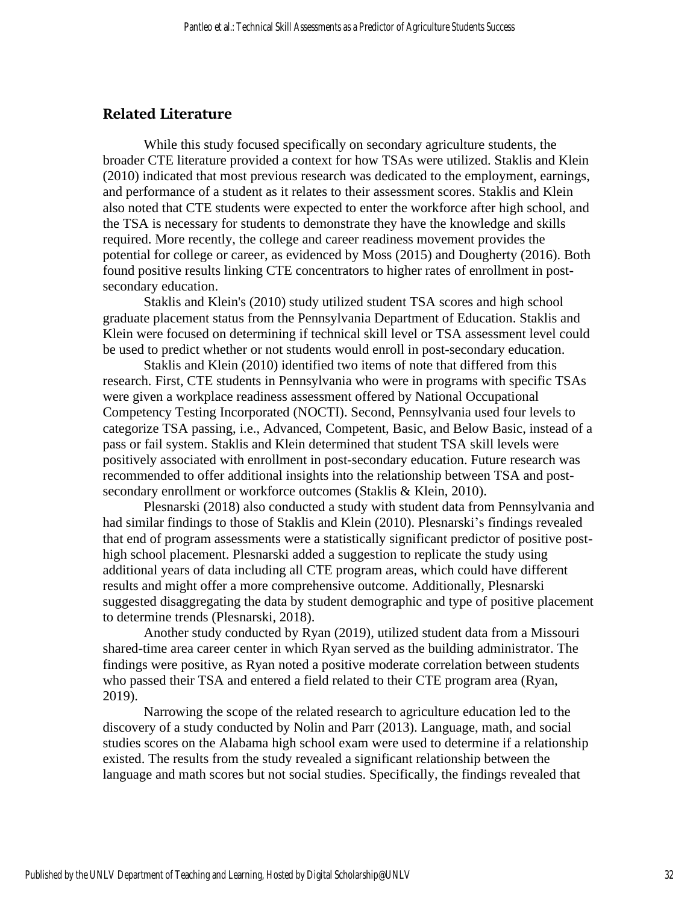## Related Literature

While this study focused specifically on secondary agriculture students, the broader CTE literature provided a context for how TSAs were utilized. Staklis and Klein (2010) indicated that most previous research was dedicated to the employment, earnings, and performance of a student as it relates to their assessment scores. Staklis and Klein also noted that CTE students were expected to enter the workforce after high school, and the TSA is necessary for students to demonstrate they have the knowledge and skills required. More recently, the college and career readiness movement provides the potential for college or career, as evidenced by Moss (2015) and Dougherty (2016). Both found positive results linking CTE concentrators to higher rates of enrollment in post-secondary education.

Staklis and Klein's (2010) study utilized student TSA scores and high school graduate placement status from the Pennsylvania Department of Education. Staklis and Klein were focused on determining if technical skill level or TSA assessment level could be used to predict whether or not students would enroll in post-secondary education.

Staklis and Klein (2010) identified two items of note that differed from this research. First, CTE students in Pennsylvania who were in programs with specific TSAs were given a workplace readiness assessment offered by National Occupational Competency Testing Incorporated (NOCTI). Second, Pennsylvania used four levels to categorize TSA passing, i.e., Advanced, Competent, Basic, and Below Basic, instead of a pass or fail system. Staklis and Klein determined that student TSA skill levels were positively associated with enrollment in post-secondary education. Future research was recommended to offer additional insights into the relationship between TSA and post-secondary enrollment or workforce outcomes (Staklis & Klein, 2010).

Plesnarski (2018) also conducted a study with student data from Pennsylvania and had similar findings to those of Staklis and Klein (2010). Plesnarski's findings revealed that end of program assessments were a statistically significant predictor of positive post-high school placement. Plesnarski added a suggestion to replicate the study using additional years of data including all CTE program areas, which could have different results and might offer a more comprehensive outcome. Additionally, Plesnarski suggested disaggregating the data by student demographic and type of positive placement to determine trends (Plesnarski, 2018).

Another study conducted by Ryan (2019), utilized student data from a Missouri shared-time area career center in which Ryan served as the building administrator. The findings were positive, as Ryan noted a positive moderate correlation between students who passed their TSA and entered a field related to their CTE program area (Ryan, 2019).

Narrowing the scope of the related research to agriculture education led to the discovery of a study conducted by Nolin and Parr (2013). Language, math, and social studies scores on the Alabama high school exam were used to determine if a relationship existed. The results from the study revealed a significant relationship between the language and math scores but not social studies. Specifically, the findings revealed that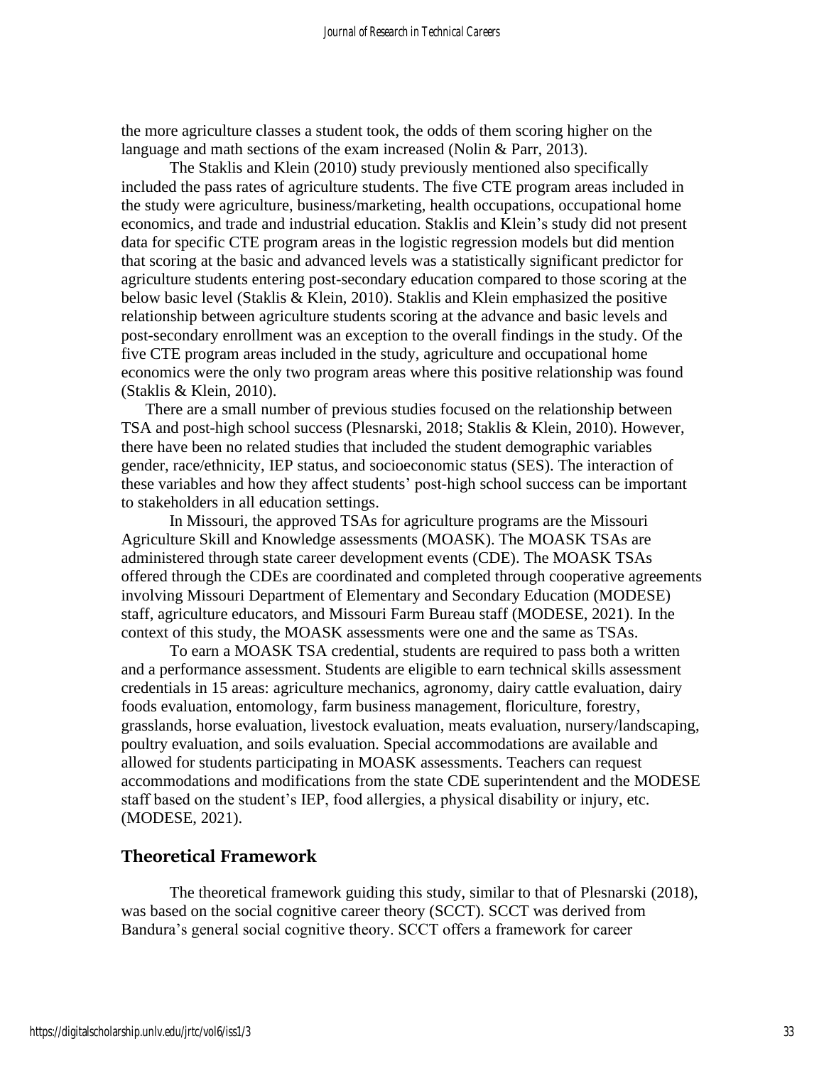the more agriculture classes a student took, the odds of them scoring higher on the language and math sections of the exam increased (Nolin & Parr, 2013).

The Staklis and Klein (2010) study previously mentioned also specifically included the pass rates of agriculture students. The five CTE program areas included in the study were agriculture, business/marketing, health occupations, occupational home economics, and trade and industrial education. Staklis and Klein's study did not present data for specific CTE program areas in the logistic regression models but did mention that scoring at the basic and advanced levels was a statistically significant predictor for agriculture students entering post-secondary education compared to those scoring at the below basic level (Staklis & Klein, 2010). Staklis and Klein emphasized the positive relationship between agriculture students scoring at the advance and basic levels and post-secondary enrollment was an exception to the overall findings in the study. Of the five CTE program areas included in the study, agriculture and occupational home economics were the only two program areas where this positive relationship was found (Staklis & Klein, 2010).

There are a small number of previous studies focused on the relationship between TSA and post-high school success (Plesnarski, 2018; Staklis & Klein, 2010). However, there have been no related studies that included the student demographic variables gender, race/ethnicity, IEP status, and socioeconomic status (SES). The interaction of these variables and how they affect students' post-high school success can be important to stakeholders in all education settings.

In Missouri, the approved TSAs for agriculture programs are the Missouri Agriculture Skill and Knowledge assessments (MOASK). The MOASK TSAs are administered through state career development events (CDE). The MOASK TSAs offered through the CDEs are coordinated and completed through cooperative agreements involving Missouri Department of Elementary and Secondary Education (MODESE) staff, agriculture educators, and Missouri Farm Bureau staff (MODESE, 2021). In the context of this study, the MOASK assessments were one and the same as TSAs.

To earn a MOASK TSA credential, students are required to pass both a written and a performance assessment. Students are eligible to earn technical skills assessment credentials in 15 areas: agriculture mechanics, agronomy, dairy cattle evaluation, dairy foods evaluation, entomology, farm business management, floriculture, forestry, grasslands, horse evaluation, livestock evaluation, meats evaluation, nursery/landscaping, poultry evaluation, and soils evaluation. Special accommodations are available and allowed for students participating in MOASK assessments. Teachers can request accommodations and modifications from the state CDE superintendent and the MODESE staff based on the student's IEP, food allergies, a physical disability or injury, etc. (MODESE, 2021).

## Theoretical Framework

The theoretical framework guiding this study, similar to that of Plesnarski (2018), was based on the social cognitive career theory (SCCT). SCCT was derived from Bandura's general social cognitive theory. SCCT offers a framework for career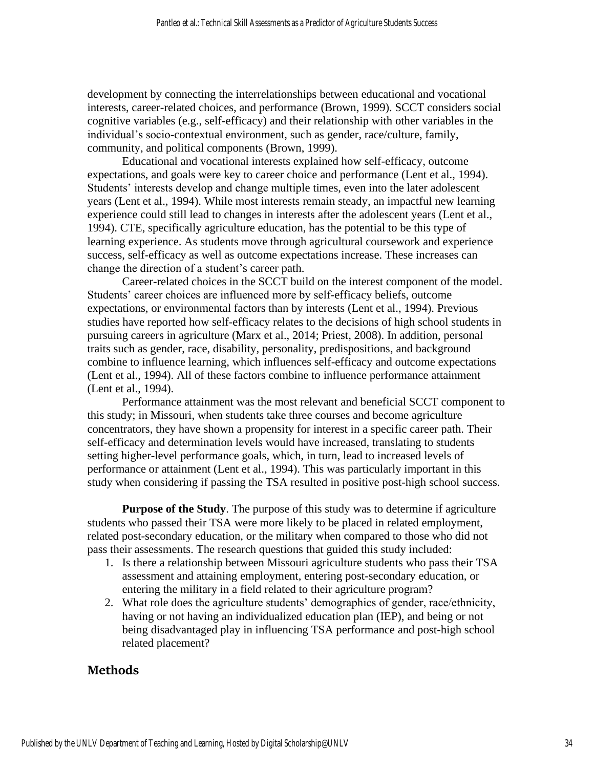development by connecting the interrelationships between educational and vocational interests, career-related choices, and performance (Brown, 1999). SCCT considers social cognitive variables (e.g., self-efficacy) and their relationship with other variables in the individual's socio-contextual environment, such as gender, race/culture, family, community, and political components (Brown, 1999).

Educational and vocational interests explained how self-efficacy, outcome expectations, and goals were key to career choice and performance (Lent et al., 1994). Students' interests develop and change multiple times, even into the later adolescent years (Lent et al., 1994). While most interests remain steady, an impactful new learning experience could still lead to changes in interests after the adolescent years (Lent et al., 1994). CTE, specifically agriculture education, has the potential to be this type of learning experience. As students move through agricultural coursework and experience success, self-efficacy as well as outcome expectations increase. These increases can change the direction of a student's career path.

Career-related choices in the SCCT build on the interest component of the model. Students' career choices are influenced more by self-efficacy beliefs, outcome expectations, or environmental factors than by interests (Lent et al., 1994). Previous studies have reported how self-efficacy relates to the decisions of high school students in pursuing careers in agriculture (Marx et al., 2014; Priest, 2008). In addition, personal traits such as gender, race, disability, personality, predispositions, and background combine to influence learning, which influences self-efficacy and outcome expectations (Lent et al., 1994). All of these factors combine to influence performance attainment (Lent et al., 1994).

Performance attainment was the most relevant and beneficial SCCT component to this study; in Missouri, when students take three courses and become agriculture concentrators, they have shown a propensity for interest in a specific career path. Their self-efficacy and determination levels would have increased, translating to students setting higher-level performance goals, which, in turn, lead to increased levels of performance or attainment (Lent et al., 1994). This was particularly important in this study when considering if passing the TSA resulted in positive post-high school success.

**Purpose of the Study**. The purpose of this study was to determine if agriculture students who passed their TSA were more likely to be placed in related employment, related post-secondary education, or the military when compared to those who did not pass their assessments. The research questions that guided this study included:

1. Is there a relationship between Missouri agriculture students who pass their TSA assessment and attaining employment, entering post-secondary education, or entering the military in a field related to their agriculture program?
2. What role does the agriculture students' demographics of gender, race/ethnicity, having or not having an individualized education plan (IEP), and being or not being disadvantaged play in influencing TSA performance and post-high school related placement?

## Methods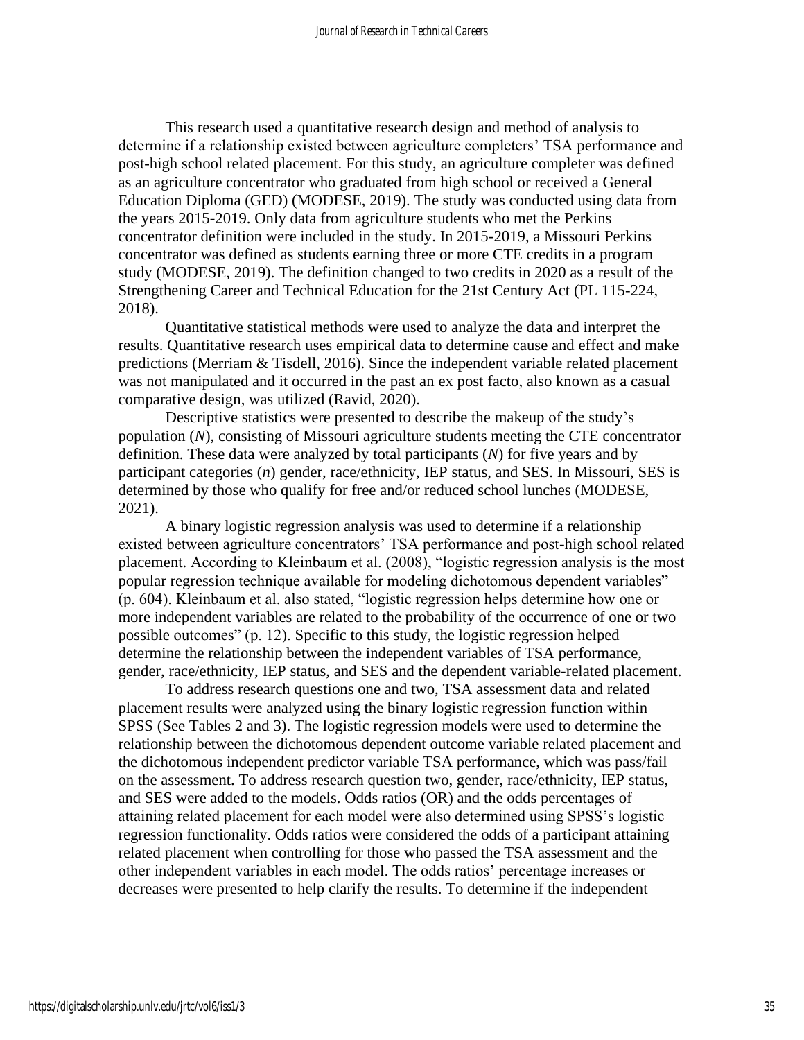This research used a quantitative research design and method of analysis to determine if a relationship existed between agriculture completers' TSA performance and post-high school related placement. For this study, an agriculture completer was defined as an agriculture concentrator who graduated from high school or received a General Education Diploma (GED) (MODESE, 2019). The study was conducted using data from the years 2015-2019. Only data from agriculture students who met the Perkins concentrator definition were included in the study. In 2015-2019, a Missouri Perkins concentrator was defined as students earning three or more CTE credits in a program study (MODESE, 2019). The definition changed to two credits in 2020 as a result of the Strengthening Career and Technical Education for the 21st Century Act (PL 115-224, 2018).

Quantitative statistical methods were used to analyze the data and interpret the results. Quantitative research uses empirical data to determine cause and effect and make predictions (Merriam & Tisdell, 2016). Since the independent variable related placement was not manipulated and it occurred in the past an ex post facto, also known as a casual comparative design, was utilized (Ravid, 2020).

Descriptive statistics were presented to describe the makeup of the study's population (*N*), consisting of Missouri agriculture students meeting the CTE concentrator definition. These data were analyzed by total participants (*N*) for five years and by participant categories (*n*) gender, race/ethnicity, IEP status, and SES. In Missouri, SES is determined by those who qualify for free and/or reduced school lunches (MODESE, 2021).

A binary logistic regression analysis was used to determine if a relationship existed between agriculture concentrators' TSA performance and post-high school related placement. According to Kleinbaum et al. (2008), "logistic regression analysis is the most popular regression technique available for modeling dichotomous dependent variables" (p. 604). Kleinbaum et al. also stated, "logistic regression helps determine how one or more independent variables are related to the probability of the occurrence of one or two possible outcomes" (p. 12). Specific to this study, the logistic regression helped determine the relationship between the independent variables of TSA performance, gender, race/ethnicity, IEP status, and SES and the dependent variable-related placement.

To address research questions one and two, TSA assessment data and related placement results were analyzed using the binary logistic regression function within SPSS (See Tables 2 and 3). The logistic regression models were used to determine the relationship between the dichotomous dependent outcome variable related placement and the dichotomous independent predictor variable TSA performance, which was pass/fail on the assessment. To address research question two, gender, race/ethnicity, IEP status, and SES were added to the models. Odds ratios (OR) and the odds percentages of attaining related placement for each model were also determined using SPSS's logistic regression functionality. Odds ratios were considered the odds of a participant attaining related placement when controlling for those who passed the TSA assessment and the other independent variables in each model. The odds ratios' percentage increases or decreases were presented to help clarify the results. To determine if the independent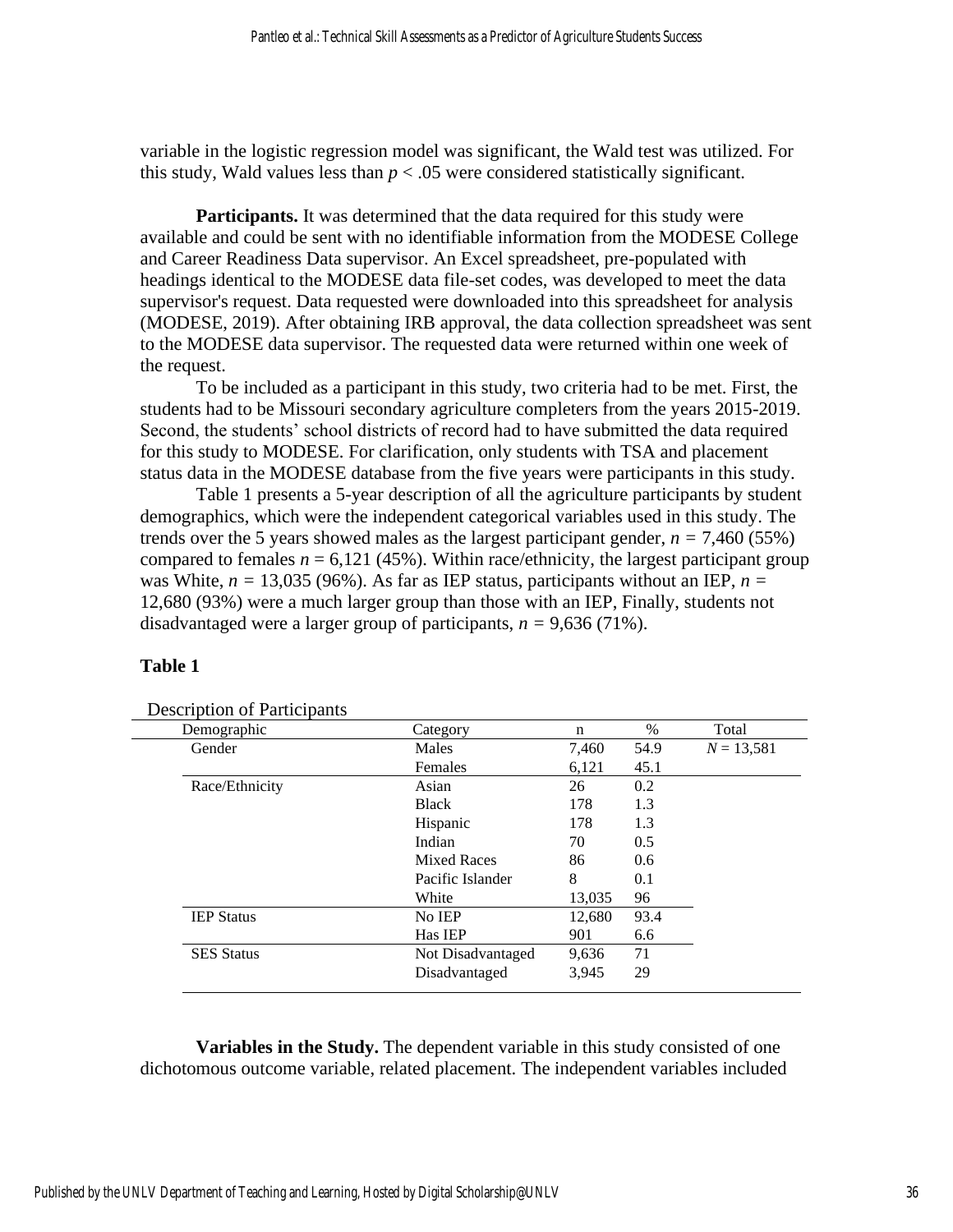variable in the logistic regression model was significant, the Wald test was utilized. For this study, Wald values less than $p < .05$ were considered statistically significant.

**Participants.** It was determined that the data required for this study were available and could be sent with no identifiable information from the MODESE College and Career Readiness Data supervisor. An Excel spreadsheet, pre-populated with headings identical to the MODESE data file-set codes, was developed to meet the data supervisor's request. Data requested were downloaded into this spreadsheet for analysis (MODESE, 2019). After obtaining IRB approval, the data collection spreadsheet was sent to the MODESE data supervisor. The requested data were returned within one week of the request.

To be included as a participant in this study, two criteria had to be met. First, the students had to be Missouri secondary agriculture completers from the years 2015-2019. Second, the students' school districts of record had to have submitted the data required for this study to MODESE. For clarification, only students with TSA and placement status data in the MODESE database from the five years were participants in this study.

Table 1 presents a 5-year description of all the agriculture participants by student demographics, which were the independent categorical variables used in this study. The trends over the 5 years showed males as the largest participant gender, $n = 7{,}460$ (55%) compared to females $n = 6{,}121$ (45%). Within race/ethnicity, the largest participant group was White, $n = 13{,}035$ (96%). As far as IEP status, participants without an IEP, $n = 12{,}680$ (93%) were a much larger group than those with an IEP, Finally, students not disadvantaged were a larger group of participants, $n = 9{,}636$ (71%).

**Table 1**

Description of Participants

| Demographic | Category | n | % | Total |
|---|---|---|---|---|
| Gender | Males | 7,460 | 54.9 | $N = 13{,}581$ |
| | Females | 6,121 | 45.1 | |
| Race/Ethnicity | Asian | 26 | 0.2 | |
| | Black | 178 | 1.3 | |
| | Hispanic | 178 | 1.3 | |
| | Indian | 70 | 0.5 | |
| | Mixed Races | 86 | 0.6 | |
| | Pacific Islander | 8 | 0.1 | |
| | White | 13,035 | 96 | |
| IEP Status | No IEP | 12,680 | 93.4 | |
| | Has IEP | 901 | 6.6 | |
| SES Status | Not Disadvantaged | 9,636 | 71 | |
| | Disadvantaged | 3,945 | 29 | |

**Variables in the Study.** The dependent variable in this study consisted of one dichotomous outcome variable, related placement. The independent variables included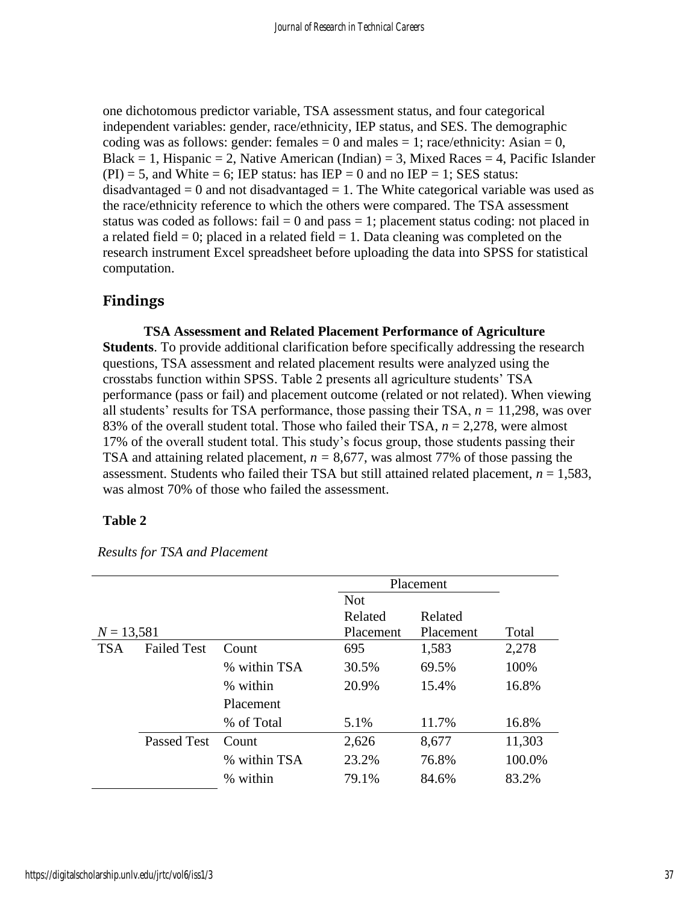one dichotomous predictor variable, TSA assessment status, and four categorical independent variables: gender, race/ethnicity, IEP status, and SES. The demographic coding was as follows: gender: females = 0 and males = 1; race/ethnicity: Asian = 0, Black = 1, Hispanic = 2, Native American (Indian) = 3, Mixed Races = 4, Pacific Islander (PI) = 5, and White = 6; IEP status: has IEP = 0 and no IEP = 1; SES status: disadvantaged = 0 and not disadvantaged = 1. The White categorical variable was used as the race/ethnicity reference to which the others were compared. The TSA assessment status was coded as follows: fail = 0 and pass = 1; placement status coding: not placed in a related field = 0; placed in a related field = 1. Data cleaning was completed on the research instrument Excel spreadsheet before uploading the data into SPSS for statistical computation.

## Findings

**TSA Assessment and Related Placement Performance of Agriculture Students**. To provide additional clarification before specifically addressing the research questions, TSA assessment and related placement results were analyzed using the crosstabs function within SPSS. Table 2 presents all agriculture students' TSA performance (pass or fail) and placement outcome (related or not related). When viewing all students' results for TSA performance, those passing their TSA, $n$ = 11,298, was over 83% of the overall student total. Those who failed their TSA, $n$ = 2,278, were almost 17% of the overall student total. This study's focus group, those students passing their TSA and attaining related placement, $n$ = 8,677, was almost 77% of those passing the assessment. Students who failed their TSA but still attained related placement, $n$ = 1,583, was almost 70% of those who failed the assessment.

**Table 2**

*Results for TSA and Placement*

| | | | Placement | | |
|---|---|---|---|---|---|
| $N$ = 13,581 | | | Not Related Placement | Related Placement | Total |
| TSA | Failed Test | Count | 695 | 1,583 | 2,278 |
| | | % within TSA | 30.5% | 69.5% | 100% |
| | | % within Placement | 20.9% | 15.4% | 16.8% |
| | | % of Total | 5.1% | 11.7% | 16.8% |
| | Passed Test | Count | 2,626 | 8,677 | 11,303 |
| | | % within TSA | 23.2% | 76.8% | 100.0% |
| | | % within | 79.1% | 84.6% | 83.2% |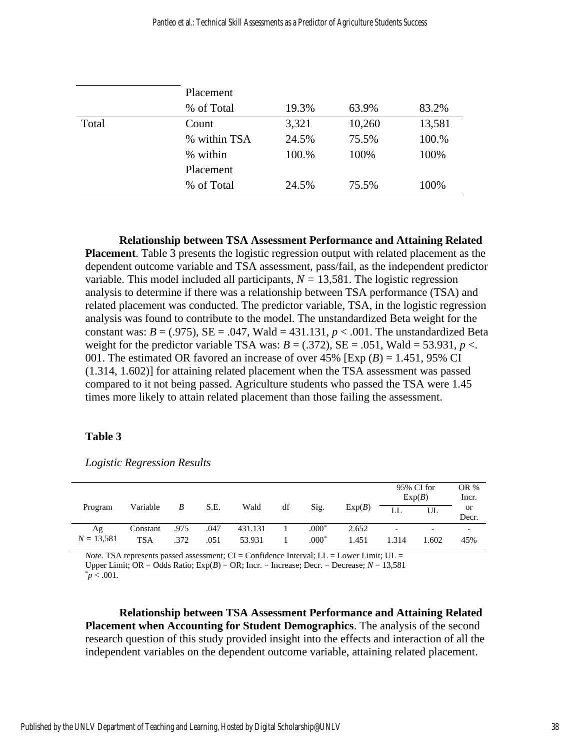|  |  |  |  |  |
|---|---|---|---|---|
|  | Placement |  |  |  |
|  | % of Total | 19.3% | 63.9% | 83.2% |
| Total | Count | 3,321 | 10,260 | 13,581 |
|  | % within TSA | 24.5% | 75.5% | 100.% |
|  | % within Placement | 100.% | 100% | 100% |
|  | % of Total | 24.5% | 75.5% | 100% |

**Relationship between TSA Assessment Performance and Attaining Related Placement**. Table 3 presents the logistic regression output with related placement as the dependent outcome variable and TSA assessment, pass/fail, as the independent predictor variable. This model included all participants, $N = 13{,}581$. The logistic regression analysis to determine if there was a relationship between TSA performance (TSA) and related placement was conducted. The predictor variable, TSA, in the logistic regression analysis was found to contribute to the model. The unstandardized Beta weight for the constant was: $B = (.975)$, SE = .047, Wald = 431.131, $p < .001$. The unstandardized Beta weight for the predictor variable TSA was: $B = (.372)$, SE = .051, Wald = 53.931, $p <$. 001. The estimated OR favored an increase of over 45% [Exp ($B$) = 1.451, 95% CI (1.314, 1.602)] for attaining related placement when the TSA assessment was passed compared to it not being passed. Agriculture students who passed the TSA were 1.45 times more likely to attain related placement than those failing the assessment.

**Table 3**

*Logistic Regression Results*

| Program | Variable | $B$ | S.E. | Wald | df | Sig. | Exp($B$) | 95% CI for Exp($B$) LL | 95% CI for Exp($B$) UL | OR % Incr. or Decr. |
|---|---|---|---|---|---|---|---|---|---|---|
| Ag | Constant | .975 | .047 | 431.131 | 1 | .000* | 2.652 | - | - | - |
| $N = 13{,}581$ | TSA | .372 | .051 | 53.931 | 1 | .000* | 1.451 | 1.314 | 1.602 | 45% |

*Note*. TSA represents passed assessment; CI = Confidence Interval; LL = Lower Limit; UL = Upper Limit; OR = Odds Ratio; Exp($B$) = OR; Incr. = Increase; Decr. = Decrease; $N = 13{,}581$
*$p < .001$.

**Relationship between TSA Assessment Performance and Attaining Related Placement when Accounting for Student Demographics**. The analysis of the second research question of this study provided insight into the effects and interaction of all the independent variables on the dependent outcome variable, attaining related placement.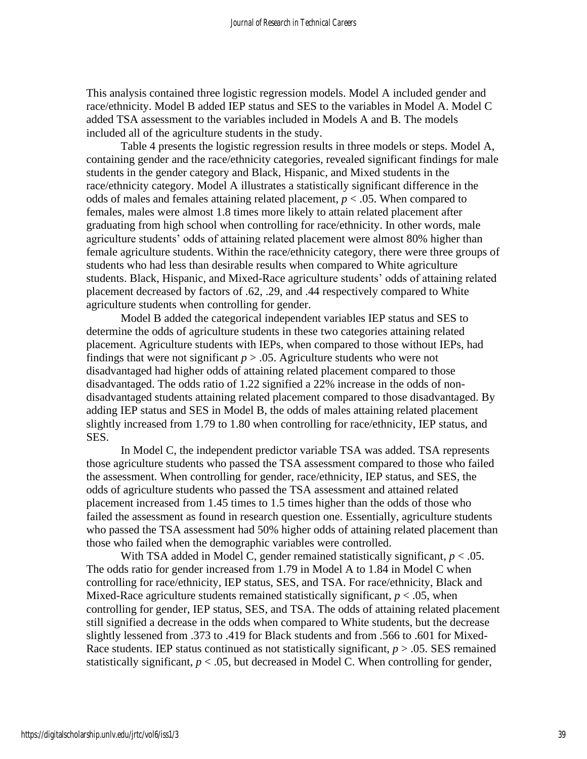This analysis contained three logistic regression models. Model A included gender and race/ethnicity. Model B added IEP status and SES to the variables in Model A. Model C added TSA assessment to the variables included in Models A and B. The models included all of the agriculture students in the study.

Table 4 presents the logistic regression results in three models or steps. Model A, containing gender and the race/ethnicity categories, revealed significant findings for male students in the gender category and Black, Hispanic, and Mixed students in the race/ethnicity category. Model A illustrates a statistically significant difference in the odds of males and females attaining related placement, $p < .05$. When compared to females, males were almost 1.8 times more likely to attain related placement after graduating from high school when controlling for race/ethnicity. In other words, male agriculture students' odds of attaining related placement were almost 80% higher than female agriculture students. Within the race/ethnicity category, there were three groups of students who had less than desirable results when compared to White agriculture students. Black, Hispanic, and Mixed-Race agriculture students' odds of attaining related placement decreased by factors of .62, .29, and .44 respectively compared to White agriculture students when controlling for gender.

Model B added the categorical independent variables IEP status and SES to determine the odds of agriculture students in these two categories attaining related placement. Agriculture students with IEPs, when compared to those without IEPs, had findings that were not significant $p > .05$. Agriculture students who were not disadvantaged had higher odds of attaining related placement compared to those disadvantaged. The odds ratio of 1.22 signified a 22% increase in the odds of non-disadvantaged students attaining related placement compared to those disadvantaged. By adding IEP status and SES in Model B, the odds of males attaining related placement slightly increased from 1.79 to 1.80 when controlling for race/ethnicity, IEP status, and SES.

In Model C, the independent predictor variable TSA was added. TSA represents those agriculture students who passed the TSA assessment compared to those who failed the assessment. When controlling for gender, race/ethnicity, IEP status, and SES, the odds of agriculture students who passed the TSA assessment and attained related placement increased from 1.45 times to 1.5 times higher than the odds of those who failed the assessment as found in research question one. Essentially, agriculture students who passed the TSA assessment had 50% higher odds of attaining related placement than those who failed when the demographic variables were controlled.

With TSA added in Model C, gender remained statistically significant, $p < .05$. The odds ratio for gender increased from 1.79 in Model A to 1.84 in Model C when controlling for race/ethnicity, IEP status, SES, and TSA. For race/ethnicity, Black and Mixed-Race agriculture students remained statistically significant, $p < .05$, when controlling for gender, IEP status, SES, and TSA. The odds of attaining related placement still signified a decrease in the odds when compared to White students, but the decrease slightly lessened from .373 to .419 for Black students and from .566 to .601 for Mixed-Race students. IEP status continued as not statistically significant, $p > .05$. SES remained statistically significant, $p < .05$, but decreased in Model C. When controlling for gender,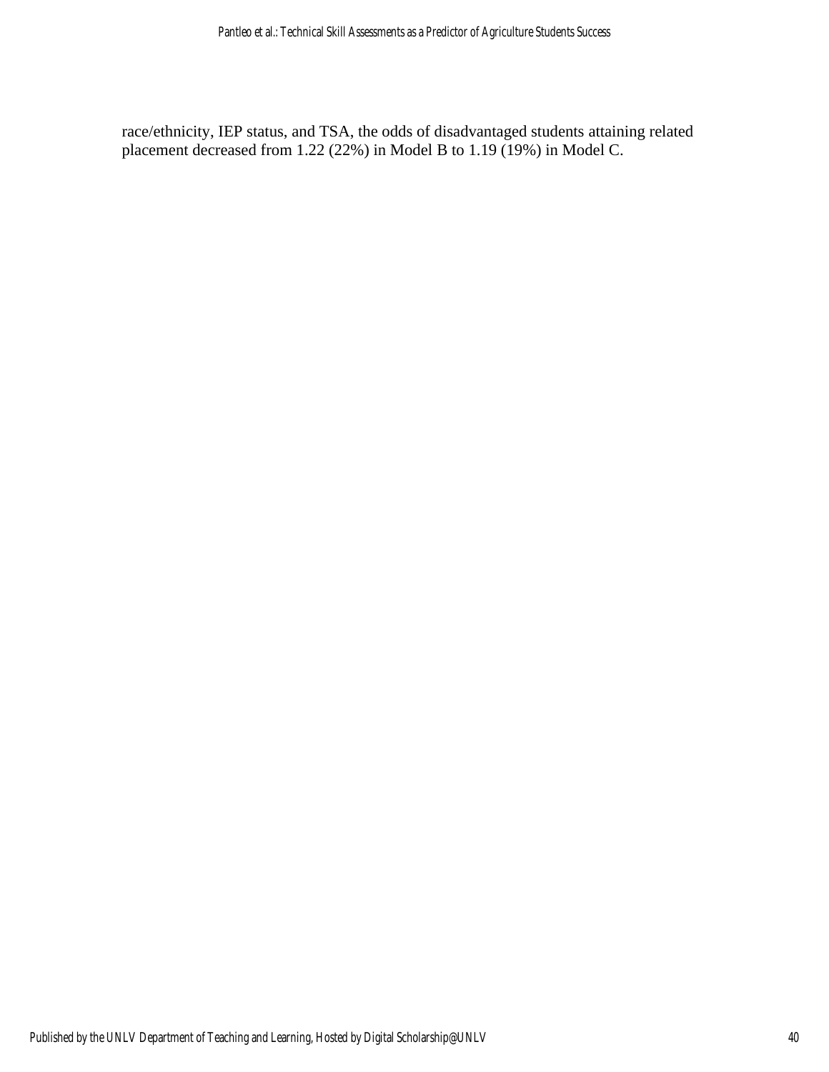race/ethnicity, IEP status, and TSA, the odds of disadvantaged students attaining related placement decreased from 1.22 (22%) in Model B to 1.19 (19%) in Model C.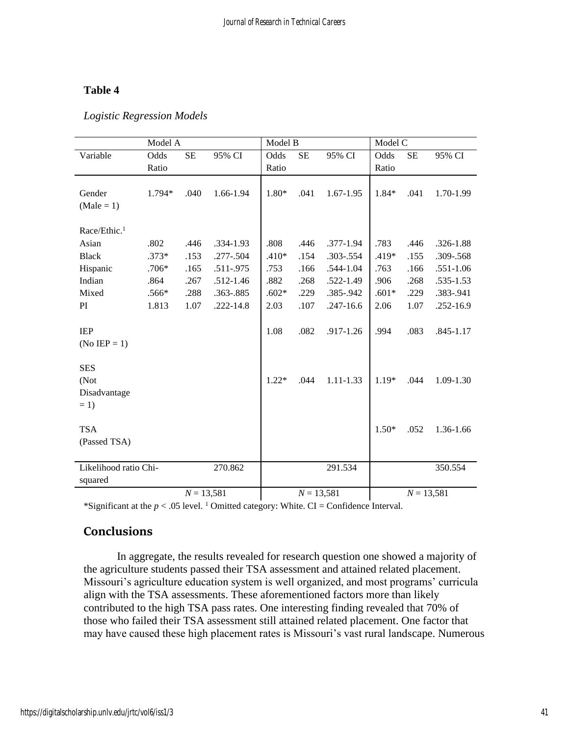**Table 4**

*Logistic Regression Models*

| | Model A | | | Model B | | | Model C | | |
|---|---|---|---|---|---|---|---|---|---|
| Variable | Odds Ratio | SE | 95% CI | Odds Ratio | SE | 95% CI | Odds Ratio | SE | 95% CI |
| Gender (Male = 1) | 1.794* | .040 | 1.66-1.94 | 1.80* | .041 | 1.67-1.95 | 1.84* | .041 | 1.70-1.99 |
| Race/Ethic.[1] | | | | | | | | | |
| Asian | .802 | .446 | .334-1.93 | .808 | .446 | .377-1.94 | .783 | .446 | .326-1.88 |
| Black | .373* | .153 | .277-.504 | .410* | .154 | .303-.554 | .419* | .155 | .309-.568 |
| Hispanic | .706* | .165 | .511-.975 | .753 | .166 | .544-1.04 | .763 | .166 | .551-1.06 |
| Indian | .864 | .267 | .512-1.46 | .882 | .268 | .522-1.49 | .906 | .268 | .535-1.53 |
| Mixed | .566* | .288 | .363-.885 | .602* | .229 | .385-.942 | .601* | .229 | .383-.941 |
| PI | 1.813 | 1.07 | .222-14.8 | 2.03 | .107 | .247-16.6 | 2.06 | 1.07 | .252-16.9 |
| IEP (No IEP = 1) | | | | 1.08 | .082 | .917-1.26 | .994 | .083 | .845-1.17 |
| SES (Not Disadvantage = 1) | | | | 1.22* | .044 | 1.11-1.33 | 1.19* | .044 | 1.09-1.30 |
| TSA (Passed TSA) | | | | | | | 1.50* | .052 | 1.36-1.66 |
| Likelihood ratio Chi-squared | | | 270.862 | | | 291.534 | | | 350.554 |
| | $N = 13{,}581$ | | | $N = 13{,}581$ | | | $N = 13{,}581$ | | |

*Significant at the $p < .05$ level. [1] Omitted category: White. CI = Confidence Interval.

## Conclusions

In aggregate, the results revealed for research question one showed a majority of the agriculture students passed their TSA assessment and attained related placement. Missouri's agriculture education system is well organized, and most programs' curricula align with the TSA assessments. These aforementioned factors more than likely contributed to the high TSA pass rates. One interesting finding revealed that 70% of those who failed their TSA assessment still attained related placement. One factor that may have caused these high placement rates is Missouri's vast rural landscape. Numerous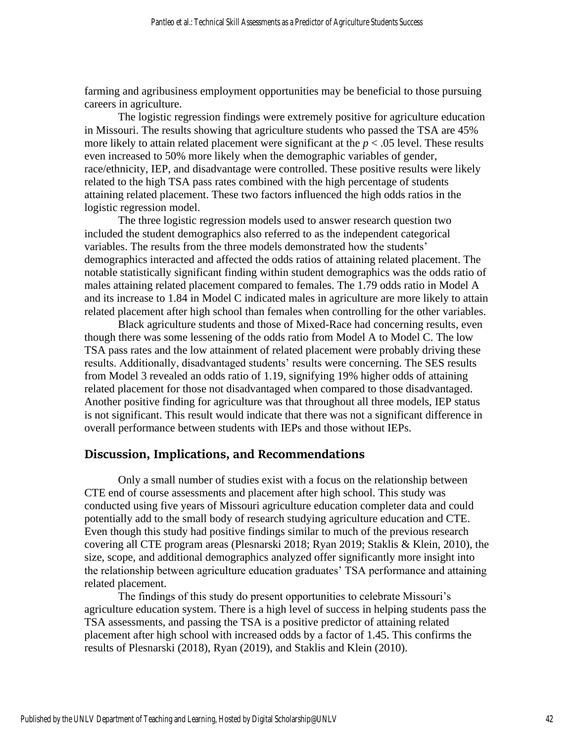farming and agribusiness employment opportunities may be beneficial to those pursuing careers in agriculture.

The logistic regression findings were extremely positive for agriculture education in Missouri. The results showing that agriculture students who passed the TSA are 45% more likely to attain related placement were significant at the $p < .05$ level. These results even increased to 50% more likely when the demographic variables of gender, race/ethnicity, IEP, and disadvantage were controlled. These positive results were likely related to the high TSA pass rates combined with the high percentage of students attaining related placement. These two factors influenced the high odds ratios in the logistic regression model.

The three logistic regression models used to answer research question two included the student demographics also referred to as the independent categorical variables. The results from the three models demonstrated how the students' demographics interacted and affected the odds ratios of attaining related placement. The notable statistically significant finding within student demographics was the odds ratio of males attaining related placement compared to females. The 1.79 odds ratio in Model A and its increase to 1.84 in Model C indicated males in agriculture are more likely to attain related placement after high school than females when controlling for the other variables.

Black agriculture students and those of Mixed-Race had concerning results, even though there was some lessening of the odds ratio from Model A to Model C. The low TSA pass rates and the low attainment of related placement were probably driving these results. Additionally, disadvantaged students' results were concerning. The SES results from Model 3 revealed an odds ratio of 1.19, signifying 19% higher odds of attaining related placement for those not disadvantaged when compared to those disadvantaged. Another positive finding for agriculture was that throughout all three models, IEP status is not significant. This result would indicate that there was not a significant difference in overall performance between students with IEPs and those without IEPs.

## Discussion, Implications, and Recommendations

Only a small number of studies exist with a focus on the relationship between CTE end of course assessments and placement after high school. This study was conducted using five years of Missouri agriculture education completer data and could potentially add to the small body of research studying agriculture education and CTE. Even though this study had positive findings similar to much of the previous research covering all CTE program areas (Plesnarski 2018; Ryan 2019; Staklis & Klein, 2010), the size, scope, and additional demographics analyzed offer significantly more insight into the relationship between agriculture education graduates' TSA performance and attaining related placement.

The findings of this study do present opportunities to celebrate Missouri's agriculture education system. There is a high level of success in helping students pass the TSA assessments, and passing the TSA is a positive predictor of attaining related placement after high school with increased odds by a factor of 1.45. This confirms the results of Plesnarski (2018), Ryan (2019), and Staklis and Klein (2010).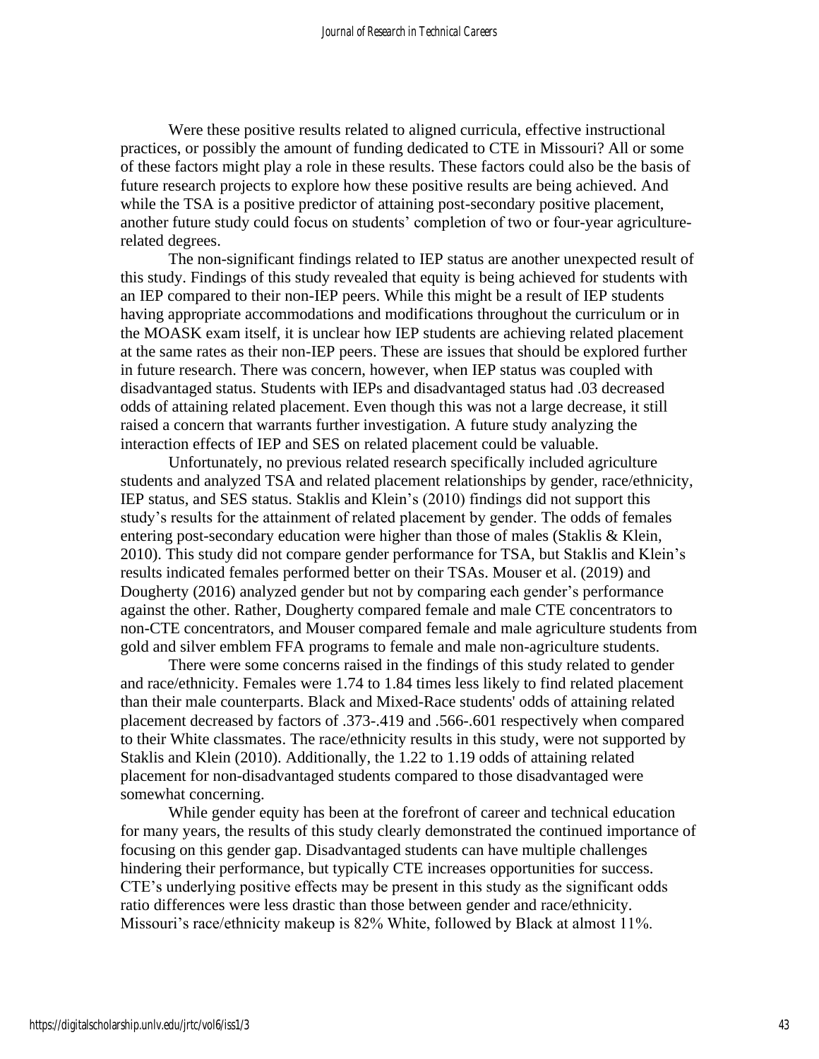Were these positive results related to aligned curricula, effective instructional practices, or possibly the amount of funding dedicated to CTE in Missouri? All or some of these factors might play a role in these results. These factors could also be the basis of future research projects to explore how these positive results are being achieved. And while the TSA is a positive predictor of attaining post-secondary positive placement, another future study could focus on students' completion of two or four-year agriculture-related degrees.

The non-significant findings related to IEP status are another unexpected result of this study. Findings of this study revealed that equity is being achieved for students with an IEP compared to their non-IEP peers. While this might be a result of IEP students having appropriate accommodations and modifications throughout the curriculum or in the MOASK exam itself, it is unclear how IEP students are achieving related placement at the same rates as their non-IEP peers. These are issues that should be explored further in future research. There was concern, however, when IEP status was coupled with disadvantaged status. Students with IEPs and disadvantaged status had .03 decreased odds of attaining related placement. Even though this was not a large decrease, it still raised a concern that warrants further investigation. A future study analyzing the interaction effects of IEP and SES on related placement could be valuable.

Unfortunately, no previous related research specifically included agriculture students and analyzed TSA and related placement relationships by gender, race/ethnicity, IEP status, and SES status. Staklis and Klein's (2010) findings did not support this study's results for the attainment of related placement by gender. The odds of females entering post-secondary education were higher than those of males (Staklis & Klein, 2010). This study did not compare gender performance for TSA, but Staklis and Klein's results indicated females performed better on their TSAs. Mouser et al. (2019) and Dougherty (2016) analyzed gender but not by comparing each gender's performance against the other. Rather, Dougherty compared female and male CTE concentrators to non-CTE concentrators, and Mouser compared female and male agriculture students from gold and silver emblem FFA programs to female and male non-agriculture students.

There were some concerns raised in the findings of this study related to gender and race/ethnicity. Females were 1.74 to 1.84 times less likely to find related placement than their male counterparts. Black and Mixed-Race students' odds of attaining related placement decreased by factors of .373-.419 and .566-.601 respectively when compared to their White classmates. The race/ethnicity results in this study, were not supported by Staklis and Klein (2010). Additionally, the 1.22 to 1.19 odds of attaining related placement for non-disadvantaged students compared to those disadvantaged were somewhat concerning.

While gender equity has been at the forefront of career and technical education for many years, the results of this study clearly demonstrated the continued importance of focusing on this gender gap. Disadvantaged students can have multiple challenges hindering their performance, but typically CTE increases opportunities for success. CTE's underlying positive effects may be present in this study as the significant odds ratio differences were less drastic than those between gender and race/ethnicity. Missouri's race/ethnicity makeup is 82% White, followed by Black at almost 11%.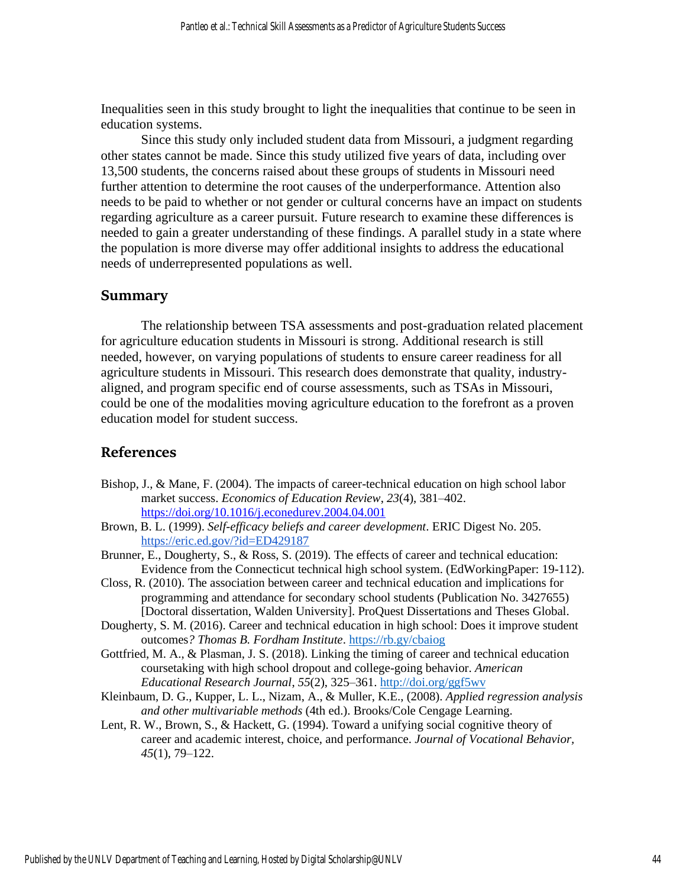Inequalities seen in this study brought to light the inequalities that continue to be seen in education systems.

Since this study only included student data from Missouri, a judgment regarding other states cannot be made. Since this study utilized five years of data, including over 13,500 students, the concerns raised about these groups of students in Missouri need further attention to determine the root causes of the underperformance. Attention also needs to be paid to whether or not gender or cultural concerns have an impact on students regarding agriculture as a career pursuit. Future research to examine these differences is needed to gain a greater understanding of these findings. A parallel study in a state where the population is more diverse may offer additional insights to address the educational needs of underrepresented populations as well.

## Summary

The relationship between TSA assessments and post-graduation related placement for agriculture education students in Missouri is strong. Additional research is still needed, however, on varying populations of students to ensure career readiness for all agriculture students in Missouri. This research does demonstrate that quality, industry-aligned, and program specific end of course assessments, such as TSAs in Missouri, could be one of the modalities moving agriculture education to the forefront as a proven education model for student success.

## References

Bishop, J., & Mane, F. (2004). The impacts of career-technical education on high school labor market success. *Economics of Education Review*, *23*(4), 381–402. https://doi.org/10.1016/j.econedurev.2004.04.001

Brown, B. L. (1999). *Self-efficacy beliefs and career development*. ERIC Digest No. 205. https://eric.ed.gov/?id=ED429187

Brunner, E., Dougherty, S., & Ross, S. (2019). The effects of career and technical education: Evidence from the Connecticut technical high school system. (EdWorkingPaper: 19-112).

Closs, R. (2010). The association between career and technical education and implications for programming and attendance for secondary school students (Publication No. 3427655) [Doctoral dissertation, Walden University]. ProQuest Dissertations and Theses Global.

Dougherty, S. M. (2016). Career and technical education in high school: Does it improve student outcomes*? Thomas B. Fordham Institute*. https://rb.gy/cbaiog

Gottfried, M. A., & Plasman, J. S. (2018). Linking the timing of career and technical education coursetaking with high school dropout and college-going behavior. *American Educational Research Journal*, *55*(2), 325–361. http://doi.org/ggf5wv

Kleinbaum, D. G., Kupper, L. L., Nizam, A., & Muller, K.E., (2008). *Applied regression analysis and other multivariable methods* (4th ed.). Brooks/Cole Cengage Learning.

Lent, R. W., Brown, S., & Hackett, G. (1994). Toward a unifying social cognitive theory of career and academic interest, choice, and performance. *Journal of Vocational Behavior, 45*(1), 79–122.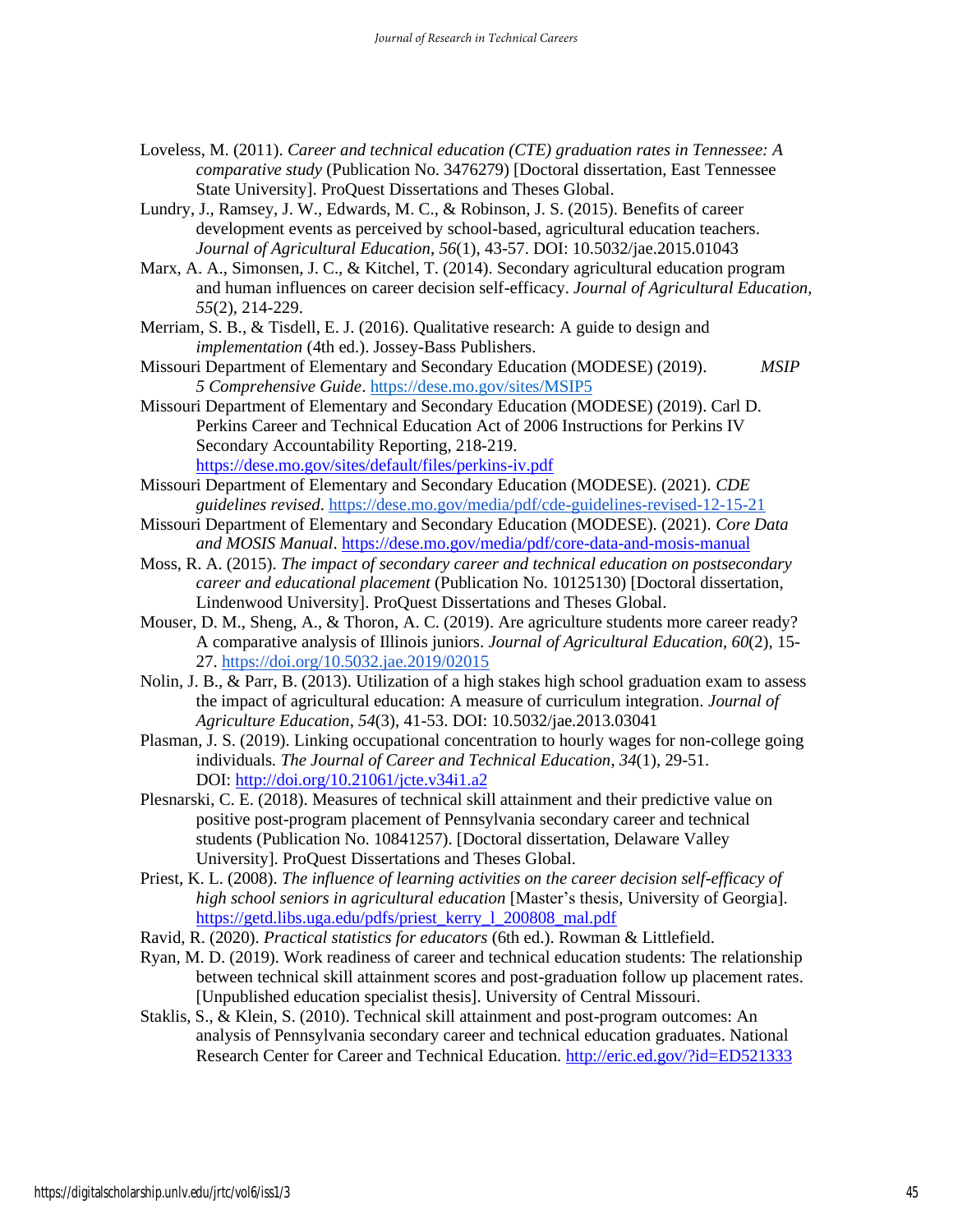Loveless, M. (2011). *Career and technical education (CTE) graduation rates in Tennessee: A comparative study* (Publication No. 3476279) [Doctoral dissertation, East Tennessee State University]. ProQuest Dissertations and Theses Global.

Lundry, J., Ramsey, J. W., Edwards, M. C., & Robinson, J. S. (2015). Benefits of career development events as perceived by school-based, agricultural education teachers. *Journal of Agricultural Education*, *56*(1), 43-57. DOI: 10.5032/jae.2015.01043

Marx, A. A., Simonsen, J. C., & Kitchel, T. (2014). Secondary agricultural education program and human influences on career decision self-efficacy. *Journal of Agricultural Education, 55*(2), 214-229.

Merriam, S. B., & Tisdell, E. J. (2016). Qualitative research: A guide to design and *implementation* (4th ed.). Jossey-Bass Publishers.

Missouri Department of Elementary and Secondary Education (MODESE) (2019). *MSIP 5 Comprehensive Guide*. https://dese.mo.gov/sites/MSIP5

Missouri Department of Elementary and Secondary Education (MODESE) (2019). Carl D. Perkins Career and Technical Education Act of 2006 Instructions for Perkins IV Secondary Accountability Reporting, 218-219. https://dese.mo.gov/sites/default/files/perkins-iv.pdf

Missouri Department of Elementary and Secondary Education (MODESE). (2021). *CDE guidelines revised*. https://dese.mo.gov/media/pdf/cde-guidelines-revised-12-15-21

Missouri Department of Elementary and Secondary Education (MODESE). (2021). *Core Data and MOSIS Manual*. https://dese.mo.gov/media/pdf/core-data-and-mosis-manual

Moss, R. A. (2015). *The impact of secondary career and technical education on postsecondary career and educational placement* (Publication No. 10125130) [Doctoral dissertation, Lindenwood University]. ProQuest Dissertations and Theses Global.

Mouser, D. M., Sheng, A., & Thoron, A. C. (2019). Are agriculture students more career ready? A comparative analysis of Illinois juniors. *Journal of Agricultural Education*, *60*(2), 15-27. https://doi.org/10.5032.jae.2019/02015

Nolin, J. B., & Parr, B. (2013). Utilization of a high stakes high school graduation exam to assess the impact of agricultural education: A measure of curriculum integration. *Journal of Agriculture Education*, *54*(3), 41-53. DOI: 10.5032/jae.2013.03041

Plasman, J. S. (2019). Linking occupational concentration to hourly wages for non-college going individuals. *The Journal of Career and Technical Education*, *34*(1), 29-51. DOI: http://doi.org/10.21061/jcte.v34i1.a2

Plesnarski, C. E. (2018). Measures of technical skill attainment and their predictive value on positive post-program placement of Pennsylvania secondary career and technical students (Publication No. 10841257). [Doctoral dissertation, Delaware Valley University]. ProQuest Dissertations and Theses Global.

Priest, K. L. (2008). *The influence of learning activities on the career decision self-efficacy of high school seniors in agricultural education* [Master's thesis, University of Georgia]. https://getd.libs.uga.edu/pdfs/priest_kerry_l_200808_mal.pdf

Ravid, R. (2020). *Practical statistics for educators* (6th ed.). Rowman & Littlefield.

Ryan, M. D. (2019). Work readiness of career and technical education students: The relationship between technical skill attainment scores and post-graduation follow up placement rates. [Unpublished education specialist thesis]. University of Central Missouri.

Staklis, S., & Klein, S. (2010). Technical skill attainment and post-program outcomes: An analysis of Pennsylvania secondary career and technical education graduates. National Research Center for Career and Technical Education. http://eric.ed.gov/?id=ED521333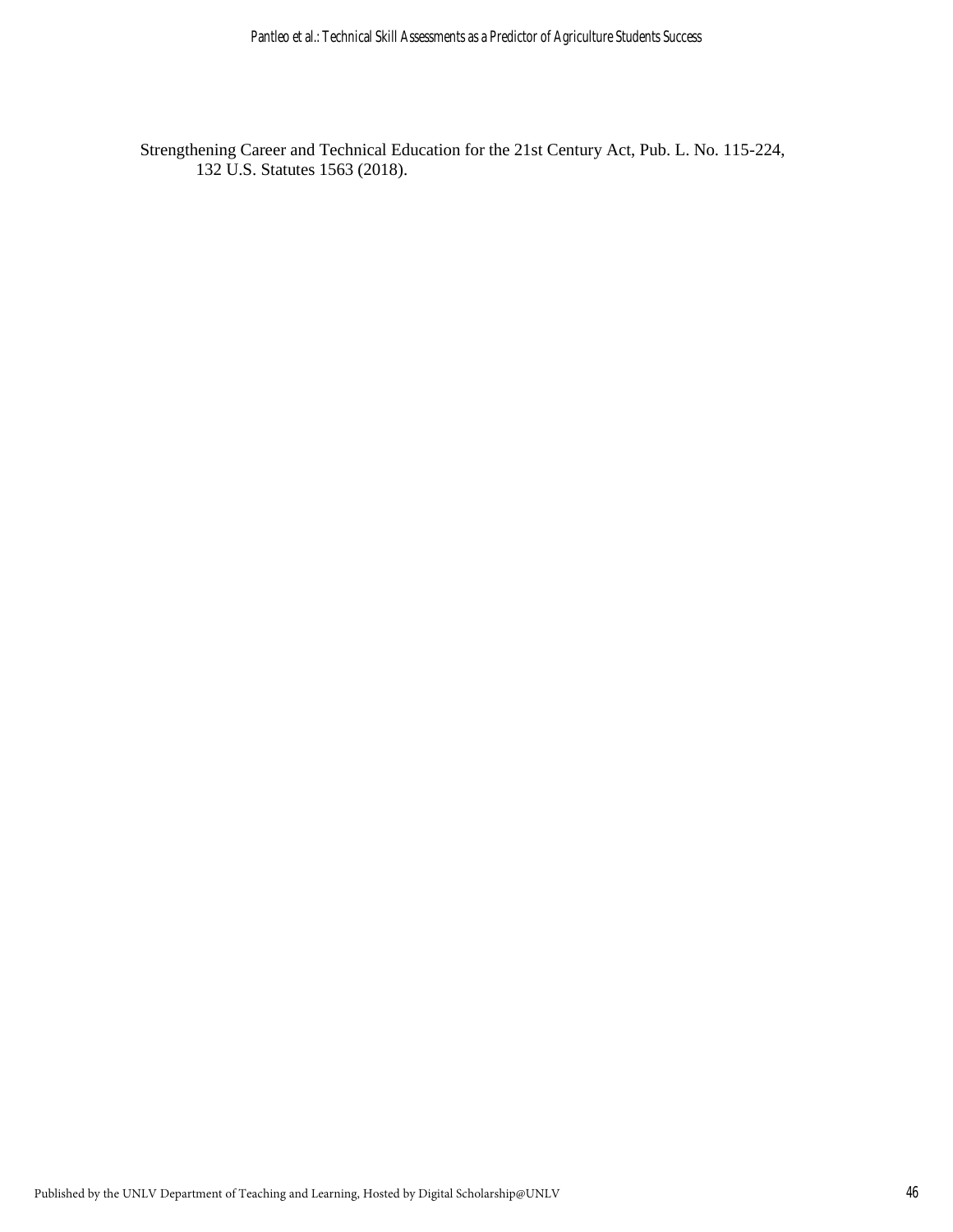Strengthening Career and Technical Education for the 21st Century Act, Pub. L. No. 115-224, 132 U.S. Statutes 1563 (2018).